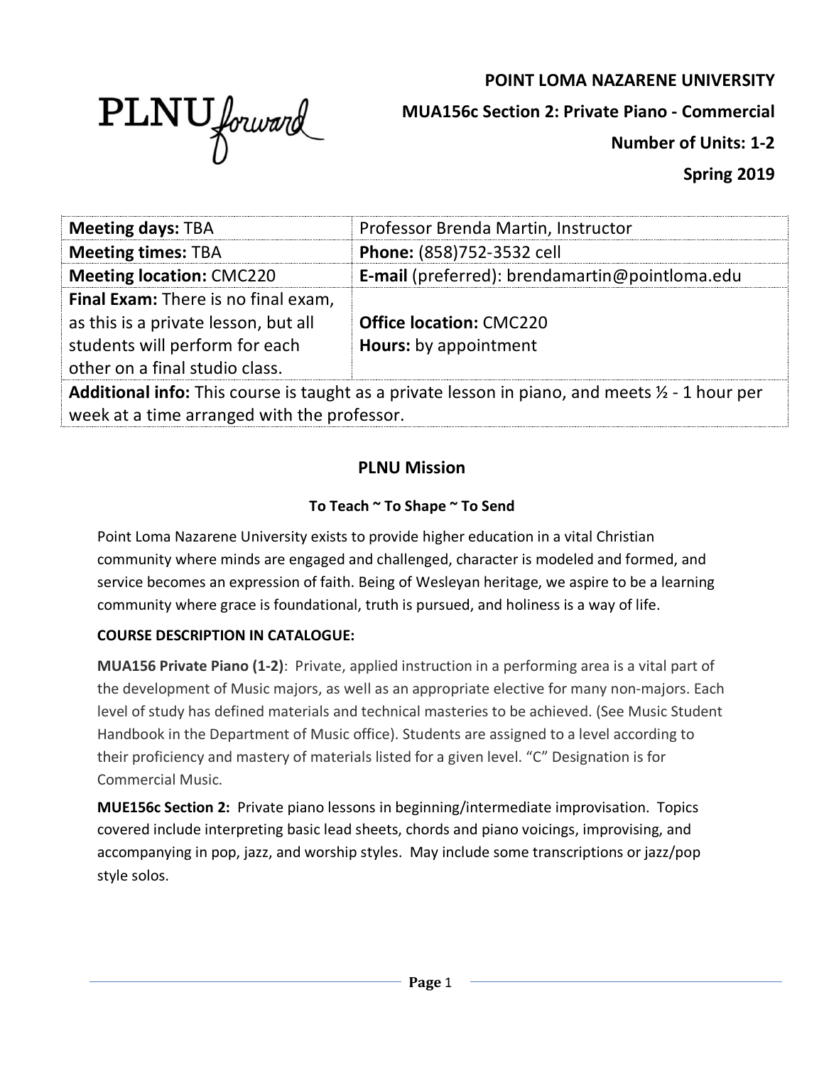PLNU forward

**POINT LOMA NAZARENE UNIVERSITY**

**MUA156c Section 2: Private Piano - Commercial**

**Number of Units: 1-2**

**Spring 2019**

| | |
|---|---|
| **Meeting days:** TBA | Professor Brenda Martin, Instructor |
| **Meeting times:** TBA | **Phone:** (858)752-3532 cell |
| **Meeting location:** CMC220 | **E-mail** (preferred): brendamartin@pointloma.edu |
| **Final Exam:** There is no final exam, as this is a private lesson, but all students will perform for each other on a final studio class. | **Office location:** CMC220<br>**Hours:** by appointment |
| **Additional info:** This course is taught as a private lesson in piano, and meets ½ - 1 hour per week at a time arranged with the professor. | |

## PLNU Mission

### To Teach ~ To Shape ~ To Send

Point Loma Nazarene University exists to provide higher education in a vital Christian community where minds are engaged and challenged, character is modeled and formed, and service becomes an expression of faith. Being of Wesleyan heritage, we aspire to be a learning community where grace is foundational, truth is pursued, and holiness is a way of life.

**COURSE DESCRIPTION IN CATALOGUE:**

**MUA156 Private Piano (1-2)**: Private, applied instruction in a performing area is a vital part of the development of Music majors, as well as an appropriate elective for many non-majors. Each level of study has defined materials and technical masteries to be achieved. (See Music Student Handbook in the Department of Music office). Students are assigned to a level according to their proficiency and mastery of materials listed for a given level. "C" Designation is for Commercial Music.

**MUE156c Section 2:** Private piano lessons in beginning/intermediate improvisation. Topics covered include interpreting basic lead sheets, chords and piano voicings, improvising, and accompanying in pop, jazz, and worship styles. May include some transcriptions or jazz/pop style solos.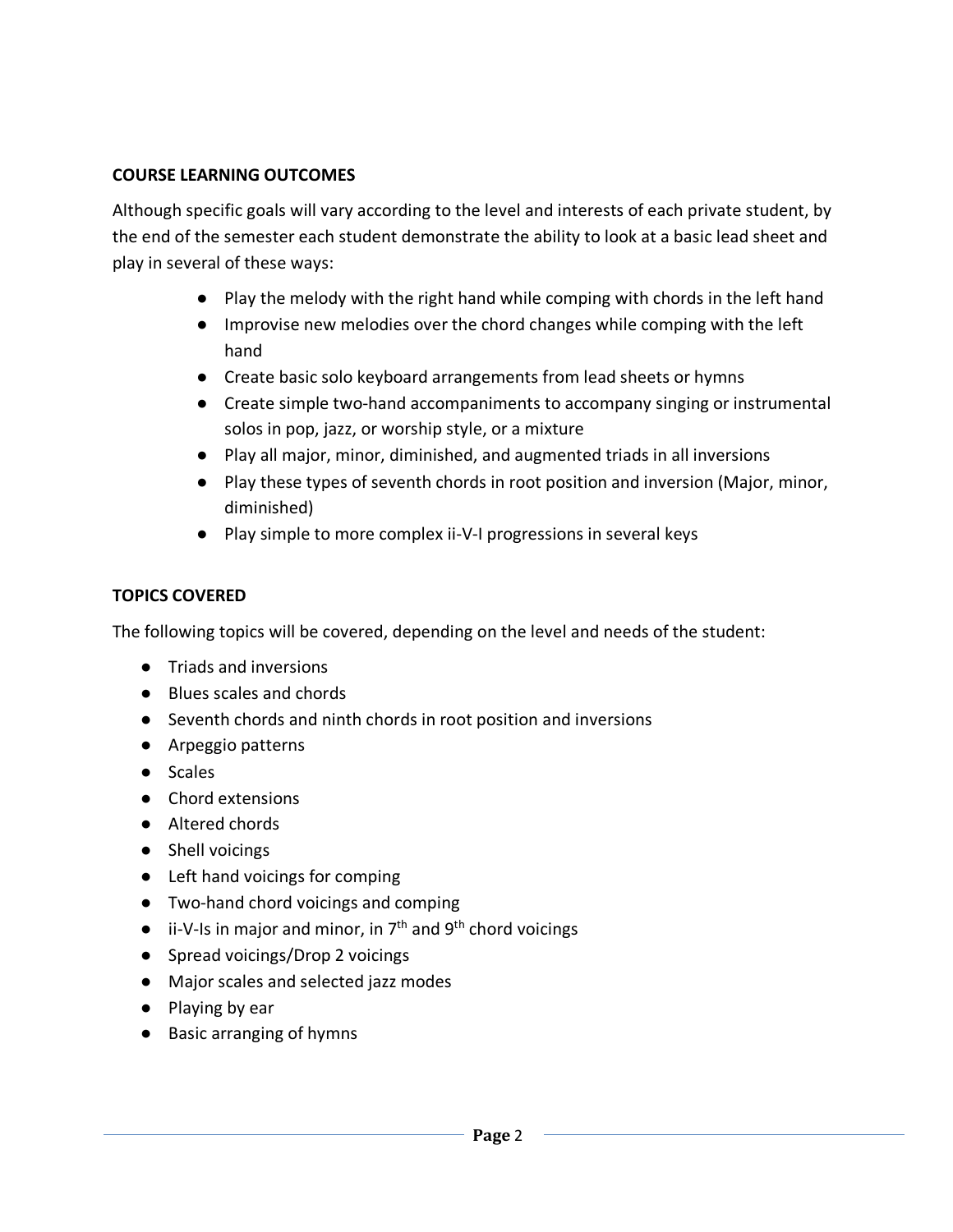## COURSE LEARNING OUTCOMES

Although specific goals will vary according to the level and interests of each private student, by the end of the semester each student demonstrate the ability to look at a basic lead sheet and play in several of these ways:

- Play the melody with the right hand while comping with chords in the left hand
- Improvise new melodies over the chord changes while comping with the left hand
- Create basic solo keyboard arrangements from lead sheets or hymns
- Create simple two-hand accompaniments to accompany singing or instrumental solos in pop, jazz, or worship style, or a mixture
- Play all major, minor, diminished, and augmented triads in all inversions
- Play these types of seventh chords in root position and inversion (Major, minor, diminished)
- Play simple to more complex ii-V-I progressions in several keys

## TOPICS COVERED

The following topics will be covered, depending on the level and needs of the student:

- Triads and inversions
- Blues scales and chords
- Seventh chords and ninth chords in root position and inversions
- Arpeggio patterns
- Scales
- Chord extensions
- Altered chords
- Shell voicings
- Left hand voicings for comping
- Two-hand chord voicings and comping
- ii-V-Is in major and minor, in 7th and 9th chord voicings
- Spread voicings/Drop 2 voicings
- Major scales and selected jazz modes
- Playing by ear
- Basic arranging of hymns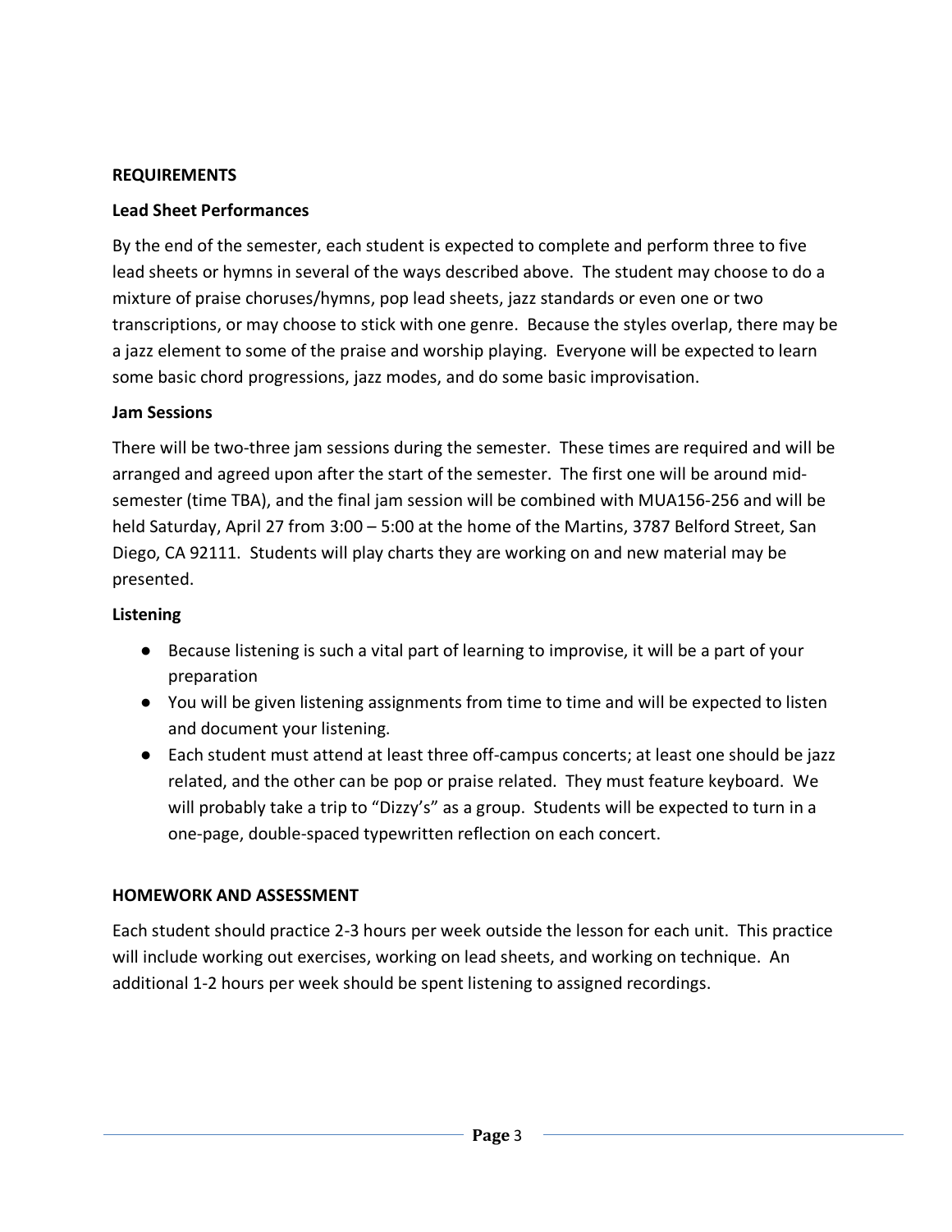## REQUIREMENTS

### Lead Sheet Performances

By the end of the semester, each student is expected to complete and perform three to five lead sheets or hymns in several of the ways described above. The student may choose to do a mixture of praise choruses/hymns, pop lead sheets, jazz standards or even one or two transcriptions, or may choose to stick with one genre. Because the styles overlap, there may be a jazz element to some of the praise and worship playing. Everyone will be expected to learn some basic chord progressions, jazz modes, and do some basic improvisation.

### Jam Sessions

There will be two-three jam sessions during the semester. These times are required and will be arranged and agreed upon after the start of the semester. The first one will be around mid-semester (time TBA), and the final jam session will be combined with MUA156-256 and will be held Saturday, April 27 from 3:00 – 5:00 at the home of the Martins, 3787 Belford Street, San Diego, CA 92111. Students will play charts they are working on and new material may be presented.

### Listening

- Because listening is such a vital part of learning to improvise, it will be a part of your preparation
- You will be given listening assignments from time to time and will be expected to listen and document your listening.
- Each student must attend at least three off-campus concerts; at least one should be jazz related, and the other can be pop or praise related. They must feature keyboard. We will probably take a trip to "Dizzy's" as a group. Students will be expected to turn in a one-page, double-spaced typewritten reflection on each concert.

## HOMEWORK AND ASSESSMENT

Each student should practice 2-3 hours per week outside the lesson for each unit. This practice will include working out exercises, working on lead sheets, and working on technique. An additional 1-2 hours per week should be spent listening to assigned recordings.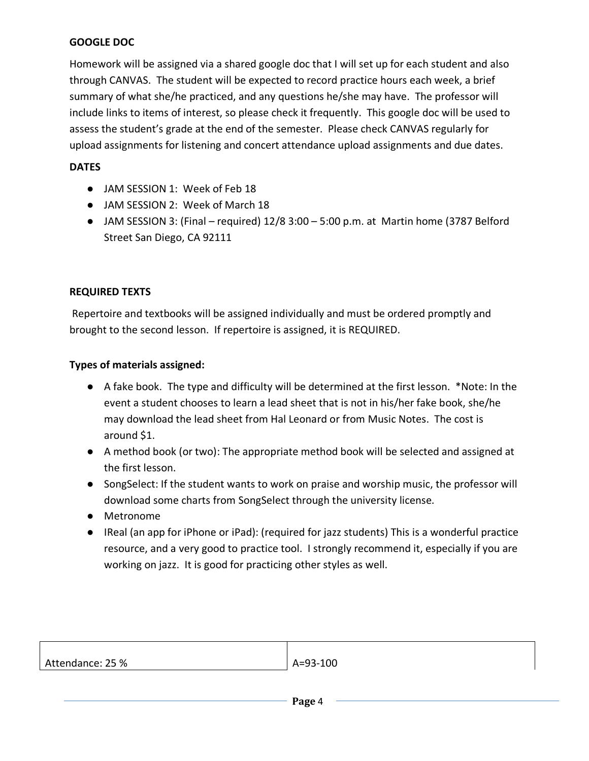**GOOGLE DOC**

Homework will be assigned via a shared google doc that I will set up for each student and also through CANVAS. The student will be expected to record practice hours each week, a brief summary of what she/he practiced, and any questions he/she may have. The professor will include links to items of interest, so please check it frequently. This google doc will be used to assess the student's grade at the end of the semester. Please check CANVAS regularly for upload assignments for listening and concert attendance upload assignments and due dates.

**DATES**

- JAM SESSION 1: Week of Feb 18
- JAM SESSION 2: Week of March 18
- JAM SESSION 3: (Final – required) 12/8 3:00 – 5:00 p.m. at Martin home (3787 Belford Street San Diego, CA 92111

**REQUIRED TEXTS**

Repertoire and textbooks will be assigned individually and must be ordered promptly and brought to the second lesson. If repertoire is assigned, it is REQUIRED.

**Types of materials assigned:**

- A fake book. The type and difficulty will be determined at the first lesson. *Note: In the event a student chooses to learn a lead sheet that is not in his/her fake book, she/he may download the lead sheet from Hal Leonard or from Music Notes. The cost is around $1.
- A method book (or two): The appropriate method book will be selected and assigned at the first lesson.
- SongSelect: If the student wants to work on praise and worship music, the professor will download some charts from SongSelect through the university license.
- Metronome
- IReal (an app for iPhone or iPad): (required for jazz students) This is a wonderful practice resource, and a very good to practice tool. I strongly recommend it, especially if you are working on jazz. It is good for practicing other styles as well.

| | |
|---|---|
| Attendance: 25 % | A=93-100 |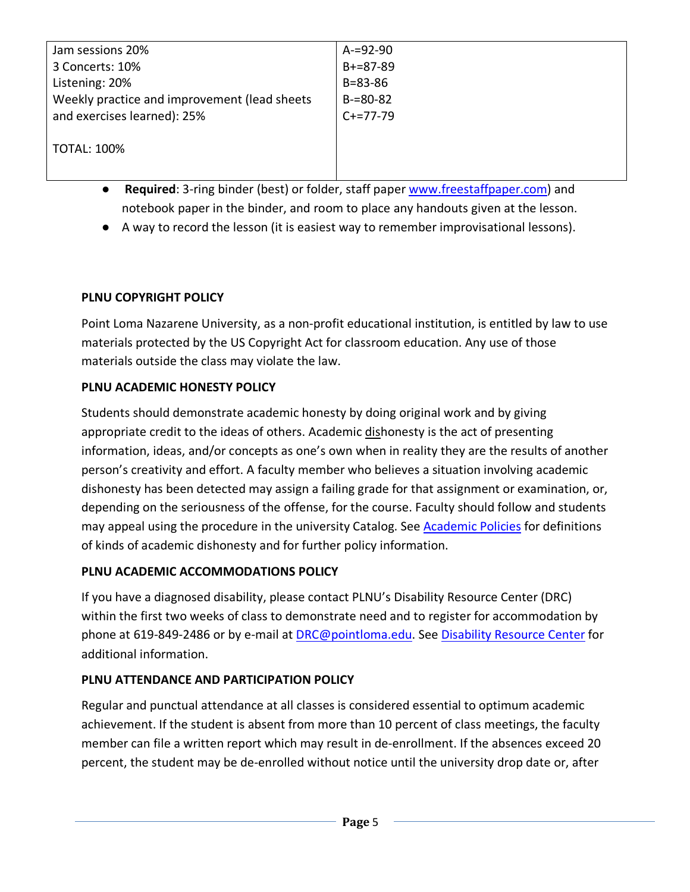| Jam sessions 20%<br>3 Concerts: 10%<br>Listening: 20%<br>Weekly practice and improvement (lead sheets and exercises learned): 25%<br><br>TOTAL: 100% | A-=92-90<br>B+=87-89<br>B=83-86<br>B-=80-82<br>C+=77-79 |
|---|---|

- **Required**: 3-ring binder (best) or folder, staff paper www.freestaffpaper.com) and notebook paper in the binder, and room to place any handouts given at the lesson.
- A way to record the lesson (it is easiest way to remember improvisational lessons).

**PLNU COPYRIGHT POLICY**

Point Loma Nazarene University, as a non-profit educational institution, is entitled by law to use materials protected by the US Copyright Act for classroom education. Any use of those materials outside the class may violate the law.

**PLNU ACADEMIC HONESTY POLICY**

Students should demonstrate academic honesty by doing original work and by giving appropriate credit to the ideas of others. Academic dishonesty is the act of presenting information, ideas, and/or concepts as one's own when in reality they are the results of another person's creativity and effort. A faculty member who believes a situation involving academic dishonesty has been detected may assign a failing grade for that assignment or examination, or, depending on the seriousness of the offense, for the course. Faculty should follow and students may appeal using the procedure in the university Catalog. See Academic Policies for definitions of kinds of academic dishonesty and for further policy information.

**PLNU ACADEMIC ACCOMMODATIONS POLICY**

If you have a diagnosed disability, please contact PLNU's Disability Resource Center (DRC) within the first two weeks of class to demonstrate need and to register for accommodation by phone at 619-849-2486 or by e-mail at DRC@pointloma.edu. See Disability Resource Center for additional information.

**PLNU ATTENDANCE AND PARTICIPATION POLICY**

Regular and punctual attendance at all classes is considered essential to optimum academic achievement. If the student is absent from more than 10 percent of class meetings, the faculty member can file a written report which may result in de-enrollment. If the absences exceed 20 percent, the student may be de-enrolled without notice until the university drop date or, after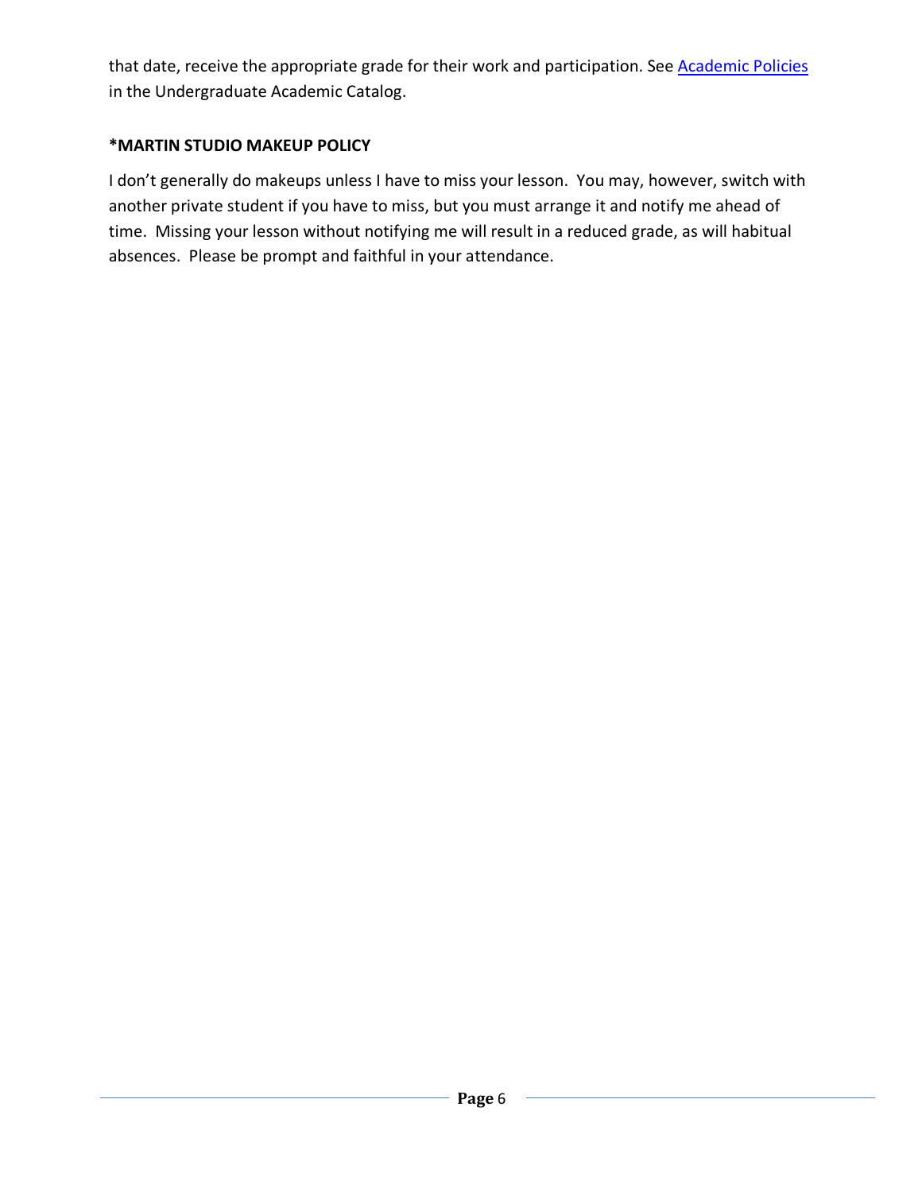that date, receive the appropriate grade for their work and participation. See [Academic Policies] in the Undergraduate Academic Catalog.

**\*MARTIN STUDIO MAKEUP POLICY**

I don't generally do makeups unless I have to miss your lesson. You may, however, switch with another private student if you have to miss, but you must arrange it and notify me ahead of time. Missing your lesson without notifying me will result in a reduced grade, as will habitual absences. Please be prompt and faithful in your attendance.